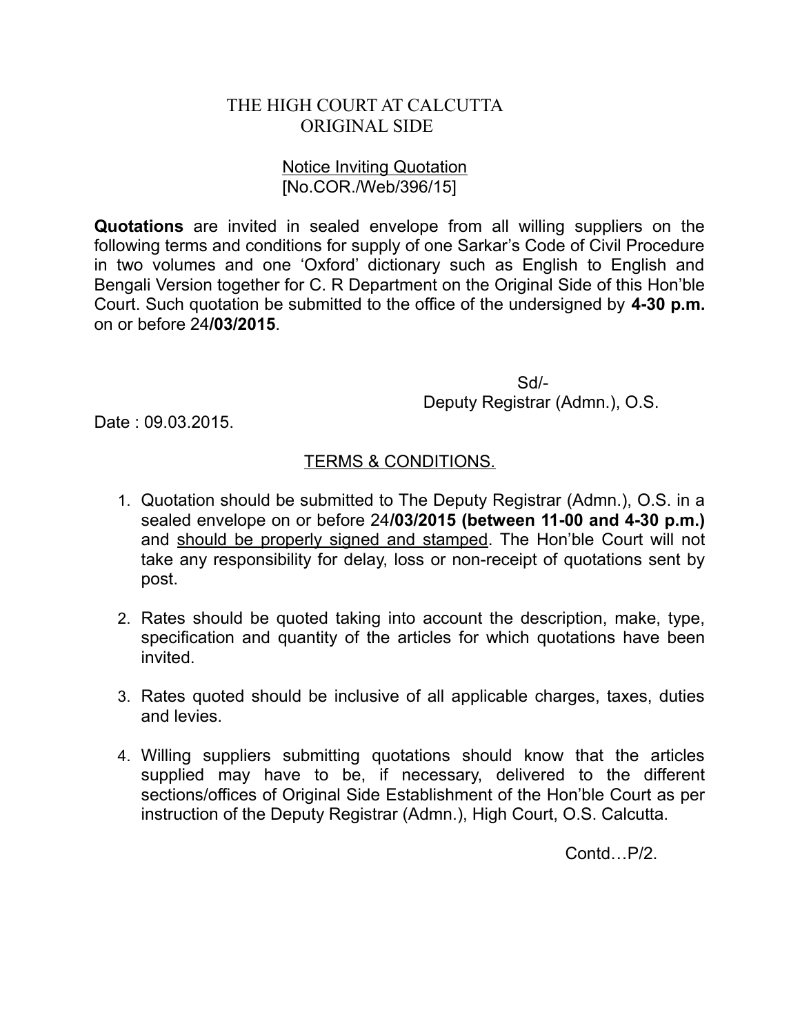# THE HIGH COURT AT CALCUTTA
## ORIGINAL SIDE

### Notice Inviting Quotation
[No.COR./Web/396/15]

**Quotations** are invited in sealed envelope from all willing suppliers on the following terms and conditions for supply of one Sarkar's Code of Civil Procedure in two volumes and one 'Oxford' dictionary such as English to English and Bengali Version together for C. R Department on the Original Side of this Hon'ble Court. Such quotation be submitted to the office of the undersigned by **4-30 p.m.** on or before 24**/03/2015**.

Sd/-
Deputy Registrar (Admn.), O.S.

Date : 09.03.2015.

### TERMS & CONDITIONS.

1. Quotation should be submitted to The Deputy Registrar (Admn.), O.S. in a sealed envelope on or before 24**/03/2015 (between 11-00 and 4-30 p.m.)** and should be properly signed and stamped. The Hon'ble Court will not take any responsibility for delay, loss or non-receipt of quotations sent by post.

2. Rates should be quoted taking into account the description, make, type, specification and quantity of the articles for which quotations have been invited.

3. Rates quoted should be inclusive of all applicable charges, taxes, duties and levies.

4. Willing suppliers submitting quotations should know that the articles supplied may have to be, if necessary, delivered to the different sections/offices of Original Side Establishment of the Hon'ble Court as per instruction of the Deputy Registrar (Admn.), High Court, O.S. Calcutta.

Contd…P/2.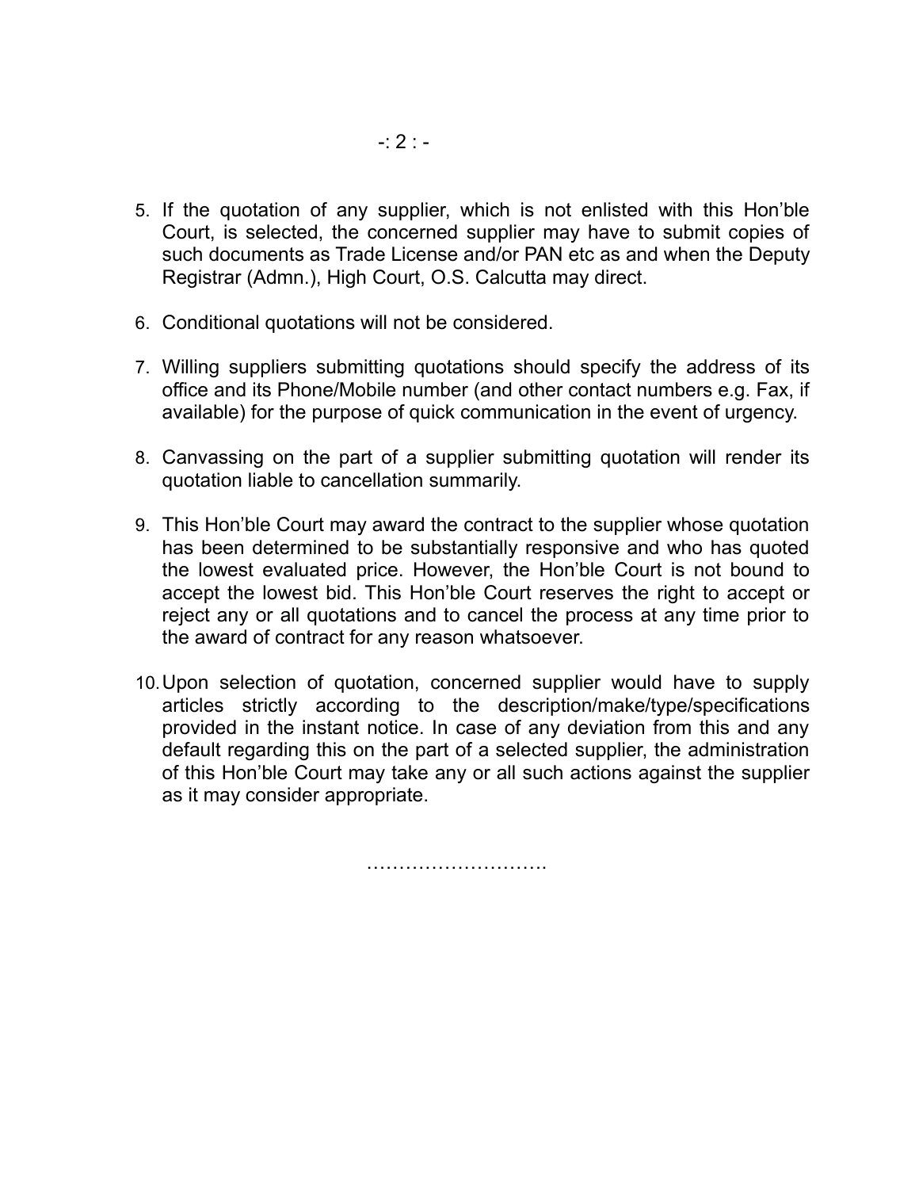5. If the quotation of any supplier, which is not enlisted with this Hon'ble Court, is selected, the concerned supplier may have to submit copies of such documents as Trade License and/or PAN etc as and when the Deputy Registrar (Admn.), High Court, O.S. Calcutta may direct.

6. Conditional quotations will not be considered.

7. Willing suppliers submitting quotations should specify the address of its office and its Phone/Mobile number (and other contact numbers e.g. Fax, if available) for the purpose of quick communication in the event of urgency.

8. Canvassing on the part of a supplier submitting quotation will render its quotation liable to cancellation summarily.

9. This Hon'ble Court may award the contract to the supplier whose quotation has been determined to be substantially responsive and who has quoted the lowest evaluated price. However, the Hon'ble Court is not bound to accept the lowest bid. This Hon'ble Court reserves the right to accept or reject any or all quotations and to cancel the process at any time prior to the award of contract for any reason whatsoever.

10. Upon selection of quotation, concerned supplier would have to supply articles strictly according to the description/make/type/specifications provided in the instant notice. In case of any deviation from this and any default regarding this on the part of a selected supplier, the administration of this Hon'ble Court may take any or all such actions against the supplier as it may consider appropriate.

……………………….